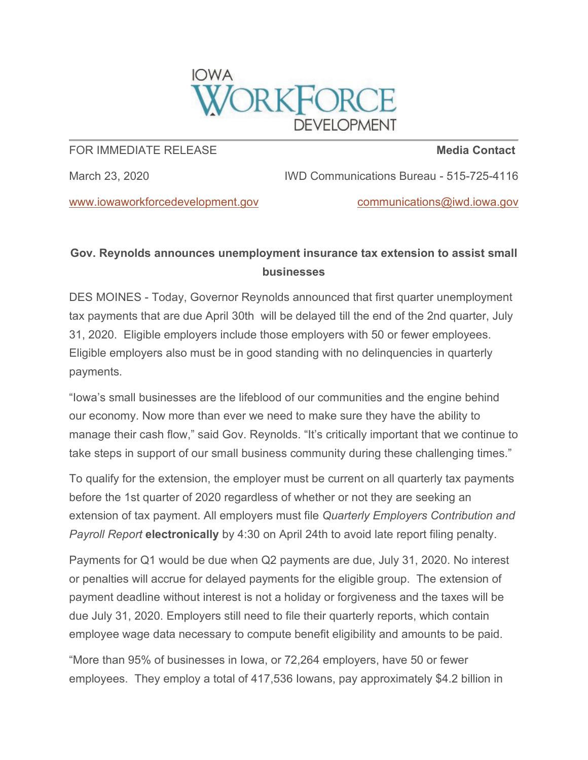IOWA WORKFORCE DEVELOPMENT

FOR IMMEDIATE RELEASE | **Media Contact**

March 23, 2020 | IWD Communications Bureau - 515-725-4116

www.iowaworkforcedevelopment.gov | communications@iwd.iowa.gov

**Gov. Reynolds announces unemployment insurance tax extension to assist small businesses**

DES MOINES - Today, Governor Reynolds announced that first quarter unemployment tax payments that are due April 30th will be delayed till the end of the 2nd quarter, July 31, 2020. Eligible employers include those employers with 50 or fewer employees. Eligible employers also must be in good standing with no delinquencies in quarterly payments.

"Iowa's small businesses are the lifeblood of our communities and the engine behind our economy. Now more than ever we need to make sure they have the ability to manage their cash flow," said Gov. Reynolds. "It's critically important that we continue to take steps in support of our small business community during these challenging times."

To qualify for the extension, the employer must be current on all quarterly tax payments before the 1st quarter of 2020 regardless of whether or not they are seeking an extension of tax payment. All employers must file *Quarterly Employers Contribution and Payroll Report* **electronically** by 4:30 on April 24th to avoid late report filing penalty.

Payments for Q1 would be due when Q2 payments are due, July 31, 2020. No interest or penalties will accrue for delayed payments for the eligible group. The extension of payment deadline without interest is not a holiday or forgiveness and the taxes will be due July 31, 2020. Employers still need to file their quarterly reports, which contain employee wage data necessary to compute benefit eligibility and amounts to be paid.

"More than 95% of businesses in Iowa, or 72,264 employers, have 50 or fewer employees. They employ a total of 417,536 Iowans, pay approximately $4.2 billion in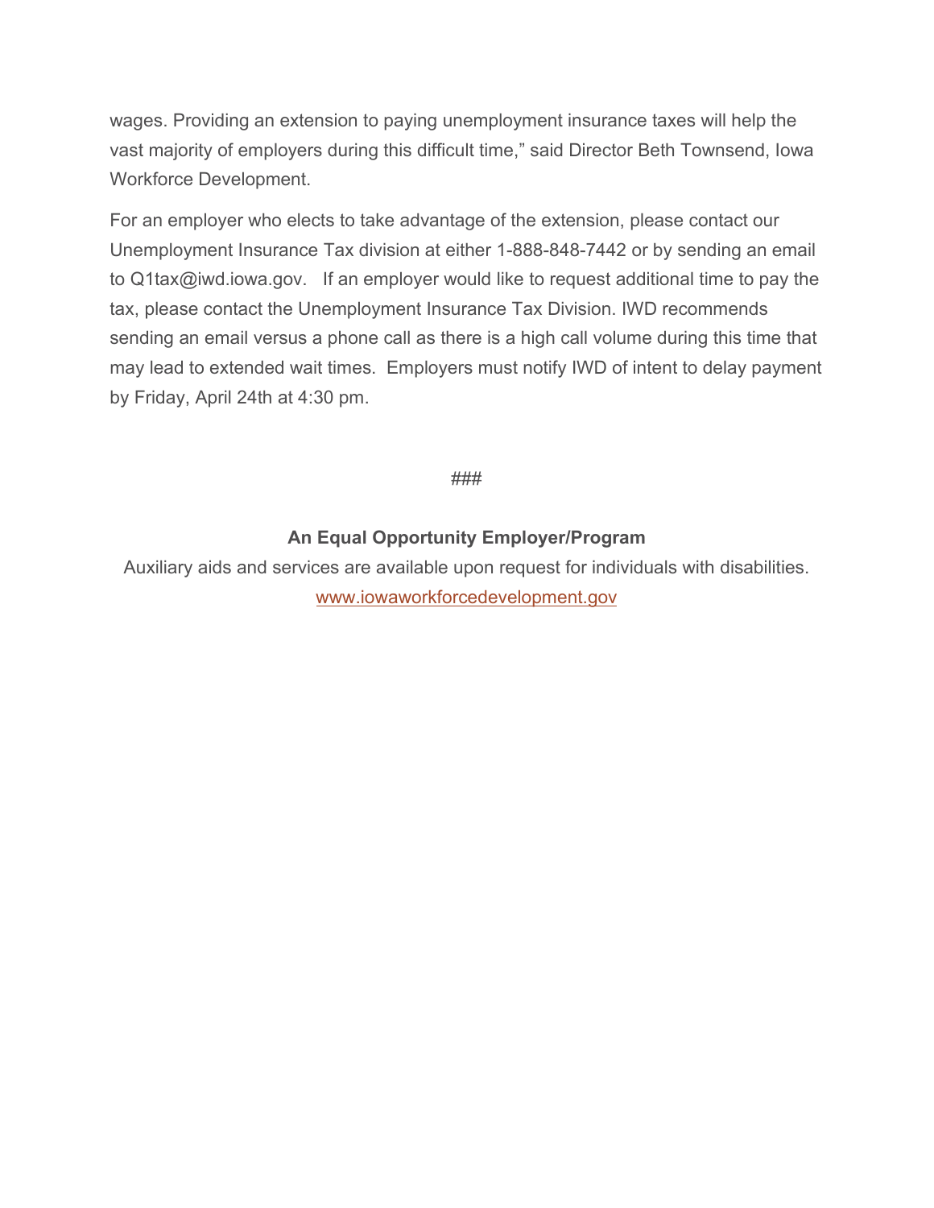wages. Providing an extension to paying unemployment insurance taxes will help the vast majority of employers during this difficult time," said Director Beth Townsend, Iowa Workforce Development.

For an employer who elects to take advantage of the extension, please contact our Unemployment Insurance Tax division at either 1-888-848-7442 or by sending an email to Q1tax@iwd.iowa.gov. If an employer would like to request additional time to pay the tax, please contact the Unemployment Insurance Tax Division. IWD recommends sending an email versus a phone call as there is a high call volume during this time that may lead to extended wait times. Employers must notify IWD of intent to delay payment by Friday, April 24th at 4:30 pm.

###

**An Equal Opportunity Employer/Program**

Auxiliary aids and services are available upon request for individuals with disabilities.

www.iowaworkforcedevelopment.gov